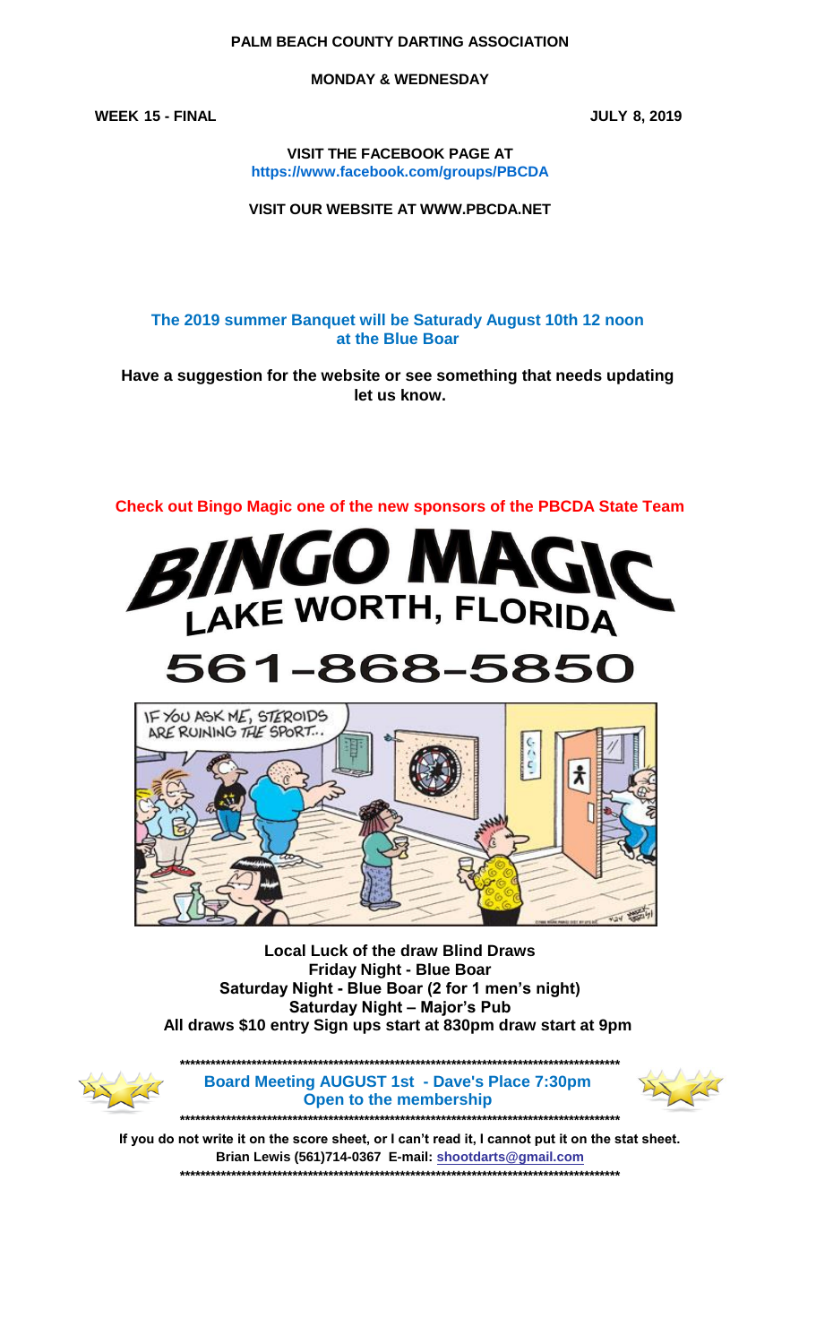**PALM BEACH COUNTY DARTING ASSOCIATION**

**MONDAY & WEDNESDAY**

**WEEK 15 - FINAL** **JULY 8, 2019**

**VISIT THE FACEBOOK PAGE AT**
**https://www.facebook.com/groups/PBCDA**

**VISIT OUR WEBSITE AT WWW.PBCDA.NET**

**The 2019 summer Banquet will be Saturady August 10th 12 noon at the Blue Boar**

**Have a suggestion for the website or see something that needs updating let us know.**

**Check out Bingo Magic one of the new sponsors of the PBCDA State Team**

**BINGO MAGIC**
**LAKE WORTH, FLORIDA**
**561-868-5850**

**Local Luck of the draw Blind Draws**
**Friday Night - Blue Boar**
**Saturday Night - Blue Boar (2 for 1 men's night)**
**Saturday Night – Major's Pub**
**All draws $10 entry Sign ups start at 830pm draw start at 9pm**

**************************************************************************************

**Board Meeting AUGUST 1st - Dave's Place 7:30pm**
**Open to the membership**

**************************************************************************************

**If you do not write it on the score sheet, or I can't read it, I cannot put it on the stat sheet.**
**Brian Lewis (561)714-0367 E-mail: shootdarts@gmail.com**

**************************************************************************************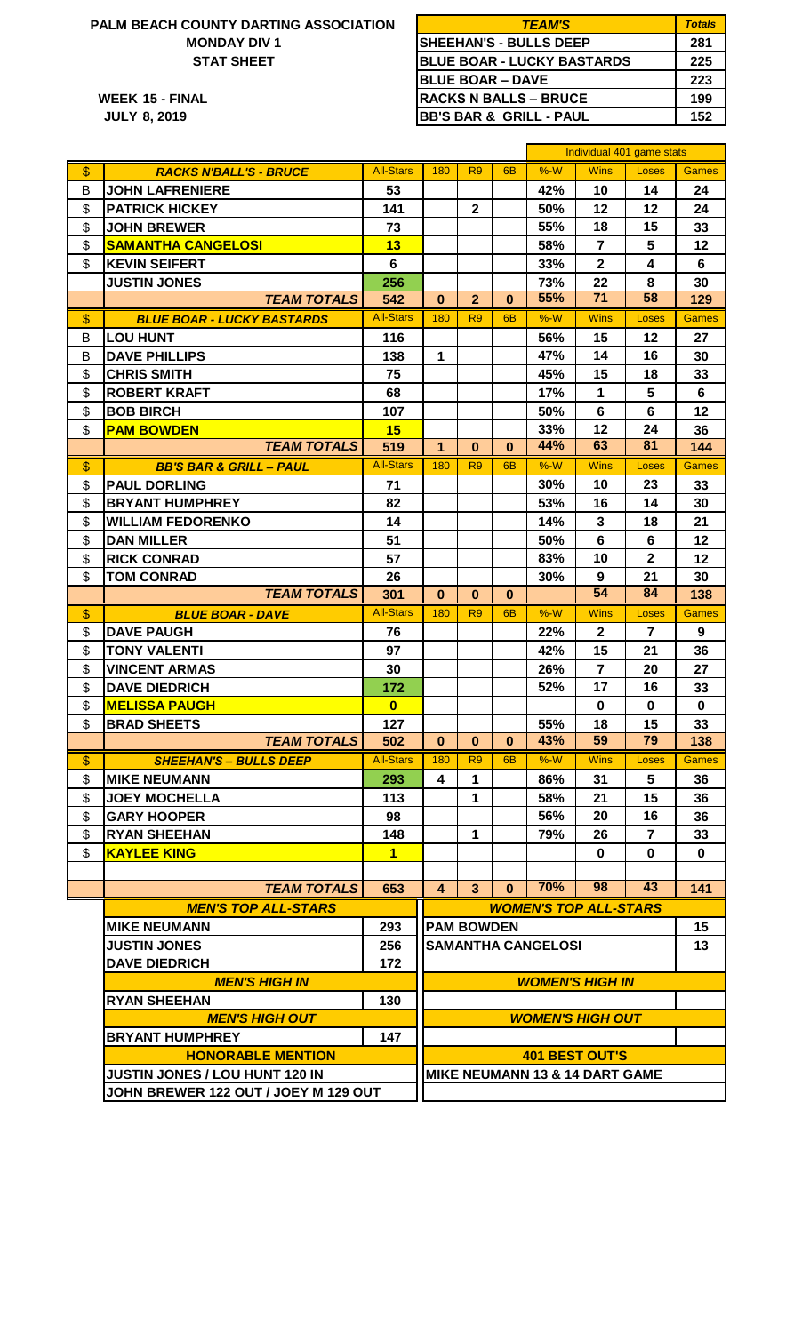**PALM BEACH COUNTY DARTING ASSOCIATION**
**MONDAY DIV 1**
**STAT SHEET**

**WEEK 15 - FINAL**
**JULY 8, 2019**

| TEAM'S | Totals |
|---|---|
| SHEEHAN'S - BULLS DEEP | 281 |
| BLUE BOAR - LUCKY BASTARDS | 225 |
| BLUE BOAR – DAVE | 223 |
| RACKS N BALLS – BRUCE | 199 |
| BB'S BAR & GRILL - PAUL | 152 |

| | | | | | | Individual 401 game stats | | | |
|---|---|---|---|---|---|---|---|---|---|
| $ | RACKS N'BALL'S - BRUCE | All-Stars | 180 | R9 | 6B | %-W | Wins | Loses | Games |
| B | JOHN LAFRENIERE | 53 | | | | 42% | 10 | 14 | 24 |
| $ | PATRICK HICKEY | 141 | | 2 | | 50% | 12 | 12 | 24 |
| $ | JOHN BREWER | 73 | | | | 55% | 18 | 15 | 33 |
| $ | SAMANTHA CANGELOSI | 13 | | | | 58% | 7 | 5 | 12 |
| $ | KEVIN SEIFERT | 6 | | | | 33% | 2 | 4 | 6 |
| | JUSTIN JONES | 256 | | | | 73% | 22 | 8 | 30 |
| | TEAM TOTALS | 542 | 0 | 2 | 0 | 55% | 71 | 58 | 129 |
| $ | BLUE BOAR - LUCKY BASTARDS | All-Stars | 180 | R9 | 6B | %-W | Wins | Loses | Games |
| B | LOU HUNT | 116 | | | | 56% | 15 | 12 | 27 |
| B | DAVE PHILLIPS | 138 | 1 | | | 47% | 14 | 16 | 30 |
| $ | CHRIS SMITH | 75 | | | | 45% | 15 | 18 | 33 |
| $ | ROBERT KRAFT | 68 | | | | 17% | 1 | 5 | 6 |
| $ | BOB BIRCH | 107 | | | | 50% | 6 | 6 | 12 |
| $ | PAM BOWDEN | 15 | | | | 33% | 12 | 24 | 36 |
| | TEAM TOTALS | 519 | 1 | 0 | 0 | 44% | 63 | 81 | 144 |
| $ | BB'S BAR & GRILL – PAUL | All-Stars | 180 | R9 | 6B | %-W | Wins | Loses | Games |
| $ | PAUL DORLING | 71 | | | | 30% | 10 | 23 | 33 |
| $ | BRYANT HUMPHREY | 82 | | | | 53% | 16 | 14 | 30 |
| $ | WILLIAM FEDORENKO | 14 | | | | 14% | 3 | 18 | 21 |
| $ | DAN MILLER | 51 | | | | 50% | 6 | 6 | 12 |
| $ | RICK CONRAD | 57 | | | | 83% | 10 | 2 | 12 |
| $ | TOM CONRAD | 26 | | | | 30% | 9 | 21 | 30 |
| | TEAM TOTALS | 301 | 0 | 0 | 0 | | 54 | 84 | 138 |
| $ | BLUE BOAR - DAVE | All-Stars | 180 | R9 | 6B | %-W | Wins | Loses | Games |
| $ | DAVE PAUGH | 76 | | | | 22% | 2 | 7 | 9 |
| $ | TONY VALENTI | 97 | | | | 42% | 15 | 21 | 36 |
| $ | VINCENT ARMAS | 30 | | | | 26% | 7 | 20 | 27 |
| $ | DAVE DIEDRICH | 172 | | | | 52% | 17 | 16 | 33 |
| $ | MELISSA PAUGH | 0 | | | | | 0 | 0 | 0 |
| $ | BRAD SHEETS | 127 | | | | 55% | 18 | 15 | 33 |
| | TEAM TOTALS | 502 | 0 | 0 | 0 | 43% | 59 | 79 | 138 |
| $ | SHEEHAN'S – BULLS DEEP | All-Stars | 180 | R9 | 6B | %-W | Wins | Loses | Games |
| $ | MIKE NEUMANN | 293 | 4 | 1 | | 86% | 31 | 5 | 36 |
| $ | JOEY MOCHELLA | 113 | | 1 | | 58% | 21 | 15 | 36 |
| $ | GARY HOOPER | 98 | | | | 56% | 20 | 16 | 36 |
| $ | RYAN SHEEHAN | 148 | | 1 | | 79% | 26 | 7 | 33 |
| $ | KAYLEE KING | 1 | | | | | 0 | 0 | 0 |
| | | | | | | | | | |
| | TEAM TOTALS | 653 | 4 | 3 | 0 | 70% | 98 | 43 | 141 |

| MEN'S TOP ALL-STARS | | WOMEN'S TOP ALL-STARS | |
|---|---|---|---|
| MIKE NEUMANN | 293 | PAM BOWDEN | 15 |
| JUSTIN JONES | 256 | SAMANTHA CANGELOSI | 13 |
| DAVE DIEDRICH | 172 | | |
| **MEN'S HIGH IN** | | **WOMEN'S HIGH IN** | |
| RYAN SHEEHAN | 130 | | |
| **MEN'S HIGH OUT** | | **WOMEN'S HIGH OUT** | |
| BRYANT HUMPHREY | 147 | | |
| **HONORABLE MENTION** | | **401 BEST OUT'S** | |
| JUSTIN JONES / LOU HUNT 120 IN | | MIKE NEUMANN 13 & 14 DART GAME | |
| JOHN BREWER 122 OUT / JOEY M 129 OUT | | | |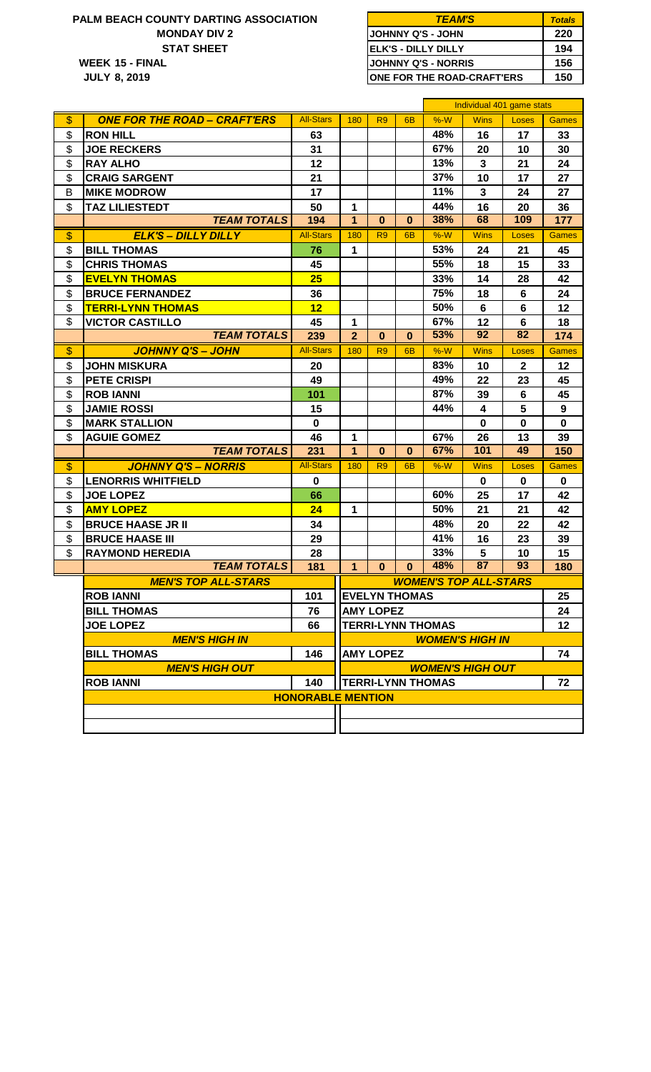**PALM BEACH COUNTY DARTING ASSOCIATION**
**MONDAY DIV 2**
**STAT SHEET**

**WEEK 15 - FINAL**
**JULY 8, 2019**

| TEAM'S | Totals |
|---|---|
| JOHNNY Q'S - JOHN | 220 |
| ELK'S - DILLY DILLY | 194 |
| JOHNNY Q'S - NORRIS | 156 |
| ONE FOR THE ROAD-CRAFT'ERS | 150 |

| | | | | | | Individual 401 game stats | | | |
|---|---|---|---|---|---|---|---|---|---|
| $ | ONE FOR THE ROAD – CRAFT'ERS | All-Stars | 180 | R9 | 6B | %-W | Wins | Loses | Games |
| $ | RON HILL | 63 | | | | 48% | 16 | 17 | 33 |
| $ | JOE RECKERS | 31 | | | | 67% | 20 | 10 | 30 |
| $ | RAY ALHO | 12 | | | | 13% | 3 | 21 | 24 |
| $ | CRAIG SARGENT | 21 | | | | 37% | 10 | 17 | 27 |
| B | MIKE MODROW | 17 | | | | 11% | 3 | 24 | 27 |
| $ | TAZ LILIESTEDT | 50 | 1 | | | 44% | 16 | 20 | 36 |
| | TEAM TOTALS | 194 | 1 | 0 | 0 | 38% | 68 | 109 | 177 |
| $ | ELK'S – DILLY DILLY | All-Stars | 180 | R9 | 6B | %-W | Wins | Loses | Games |
| $ | BILL THOMAS | 76 | 1 | | | 53% | 24 | 21 | 45 |
| $ | CHRIS THOMAS | 45 | | | | 55% | 18 | 15 | 33 |
| $ | EVELYN THOMAS | 25 | | | | 33% | 14 | 28 | 42 |
| $ | BRUCE FERNANDEZ | 36 | | | | 75% | 18 | 6 | 24 |
| $ | TERRI-LYNN THOMAS | 12 | | | | 50% | 6 | 6 | 12 |
| $ | VICTOR CASTILLO | 45 | 1 | | | 67% | 12 | 6 | 18 |
| | TEAM TOTALS | 239 | 2 | 0 | 0 | 53% | 92 | 82 | 174 |
| $ | JOHNNY Q'S – JOHN | All-Stars | 180 | R9 | 6B | %-W | Wins | Loses | Games |
| $ | JOHN MISKURA | 20 | | | | 83% | 10 | 2 | 12 |
| $ | PETE CRISPI | 49 | | | | 49% | 22 | 23 | 45 |
| $ | ROB IANNI | 101 | | | | 87% | 39 | 6 | 45 |
| $ | JAMIE ROSSI | 15 | | | | 44% | 4 | 5 | 9 |
| $ | MARK STALLION | 0 | | | | | 0 | 0 | 0 |
| $ | AGUIE GOMEZ | 46 | 1 | | | 67% | 26 | 13 | 39 |
| | TEAM TOTALS | 231 | 1 | 0 | 0 | 67% | 101 | 49 | 150 |
| $ | JOHNNY Q'S – NORRIS | All-Stars | 180 | R9 | 6B | %-W | Wins | Loses | Games |
| $ | LENORRIS WHITFIELD | 0 | | | | | 0 | 0 | 0 |
| $ | JOE LOPEZ | 66 | | | | 60% | 25 | 17 | 42 |
| $ | AMY LOPEZ | 24 | 1 | | | 50% | 21 | 21 | 42 |
| $ | BRUCE HAASE JR II | 34 | | | | 48% | 20 | 22 | 42 |
| $ | BRUCE HAASE III | 29 | | | | 41% | 16 | 23 | 39 |
| $ | RAYMOND HEREDIA | 28 | | | | 33% | 5 | 10 | 15 |
| | TEAM TOTALS | 181 | 1 | 0 | 0 | 48% | 87 | 93 | 180 |

| MEN'S TOP ALL-STARS | | WOMEN'S TOP ALL-STARS | |
|---|---|---|---|
| ROB IANNI | 101 | EVELYN THOMAS | 25 |
| BILL THOMAS | 76 | AMY LOPEZ | 24 |
| JOE LOPEZ | 66 | TERRI-LYNN THOMAS | 12 |
| **MEN'S HIGH IN** | | **WOMEN'S HIGH IN** | |
| BILL THOMAS | 146 | AMY LOPEZ | 74 |
| **MEN'S HIGH OUT** | | **WOMEN'S HIGH OUT** | |
| ROB IANNI | 140 | TERRI-LYNN THOMAS | 72 |

**HONORABLE MENTION**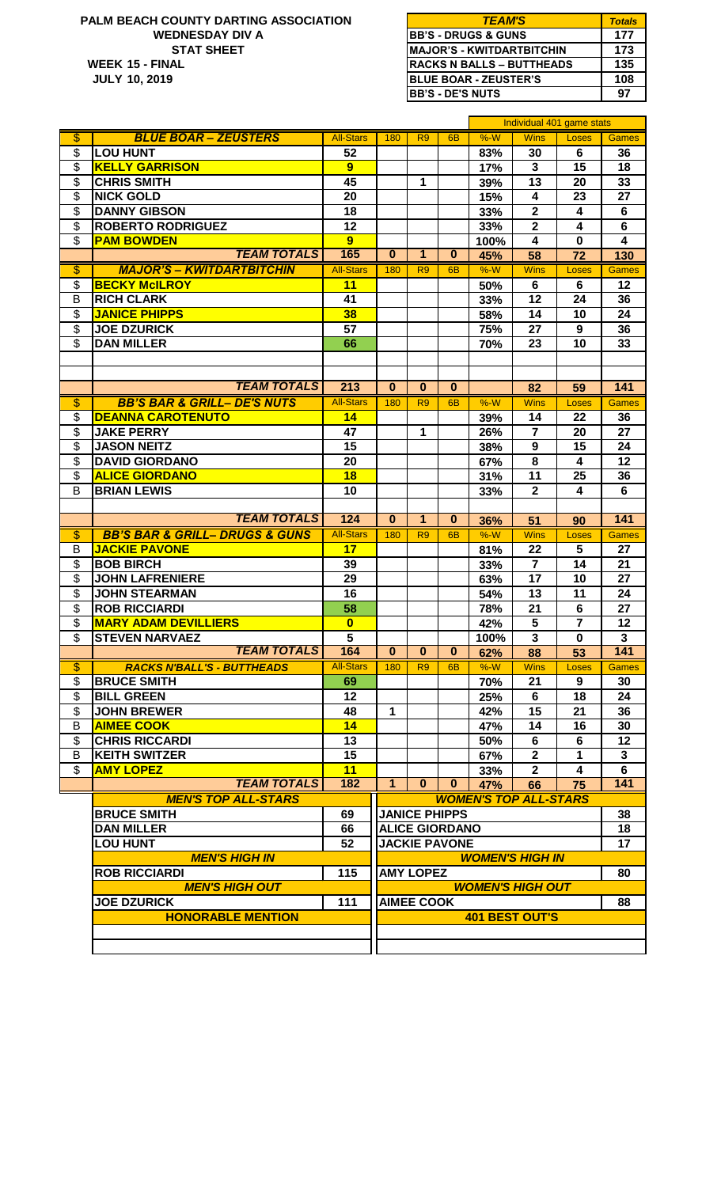**PALM BEACH COUNTY DARTING ASSOCIATION**
**WEDNESDAY DIV A**
**STAT SHEET**
**WEEK 15 - FINAL**
**JULY 10, 2019**

| TEAM'S | Totals |
|---|---|
| BB'S - DRUGS & GUNS | 177 |
| MAJOR'S - KWITDARTBITCHIN | 173 |
| RACKS N BALLS – BUTTHEADS | 135 |
| BLUE BOAR - ZEUSTER'S | 108 |
| BB'S - DE'S NUTS | 97 |

| | | | | | | Individual 401 game stats | | | |
|---|---|---|---|---|---|---|---|---|---|
| $ | BLUE BOAR – ZEUSTERS | All-Stars | 180 | R9 | 6B | %-W | Wins | Loses | Games |
| $ | LOU HUNT | 52 | | | | 83% | 30 | 6 | 36 |
| $ | KELLY GARRISON | 9 | | | | 17% | 3 | 15 | 18 |
| $ | CHRIS SMITH | 45 | | 1 | | 39% | 13 | 20 | 33 |
| $ | NICK GOLD | 20 | | | | 15% | 4 | 23 | 27 |
| $ | DANNY GIBSON | 18 | | | | 33% | 2 | 4 | 6 |
| $ | ROBERTO RODRIGUEZ | 12 | | | | 33% | 2 | 4 | 6 |
| $ | PAM BOWDEN | 9 | | | | 100% | 4 | 0 | 4 |
| | TEAM TOTALS | 165 | 0 | 1 | 0 | 45% | 58 | 72 | 130 |
| $ | MAJOR'S – KWITDARTBITCHIN | All-Stars | 180 | R9 | 6B | %-W | Wins | Loses | Games |
| $ | BECKY McILROY | 11 | | | | 50% | 6 | 6 | 12 |
| B | RICH CLARK | 41 | | | | 33% | 12 | 24 | 36 |
| $ | JANICE PHIPPS | 38 | | | | 58% | 14 | 10 | 24 |
| $ | JOE DZURICK | 57 | | | | 75% | 27 | 9 | 36 |
| $ | DAN MILLER | 66 | | | | 70% | 23 | 10 | 33 |
| | TEAM TOTALS | 213 | 0 | 0 | 0 | | 82 | 59 | 141 |
| $ | BB'S BAR & GRILL– DE'S NUTS | All-Stars | 180 | R9 | 6B | %-W | Wins | Loses | Games |
| $ | DEANNA CAROTENUTO | 14 | | | | 39% | 14 | 22 | 36 |
| $ | JAKE PERRY | 47 | | 1 | | 26% | 7 | 20 | 27 |
| $ | JASON NEITZ | 15 | | | | 38% | 9 | 15 | 24 |
| $ | DAVID GIORDANO | 20 | | | | 67% | 8 | 4 | 12 |
| $ | ALICE GIORDANO | 18 | | | | 31% | 11 | 25 | 36 |
| B | BRIAN LEWIS | 10 | | | | 33% | 2 | 4 | 6 |
| | TEAM TOTALS | 124 | 0 | 1 | 0 | 36% | 51 | 90 | 141 |
| $ | BB'S BAR & GRILL– DRUGS & GUNS | All-Stars | 180 | R9 | 6B | %-W | Wins | Loses | Games |
| B | JACKIE PAVONE | 17 | | | | 81% | 22 | 5 | 27 |
| $ | BOB BIRCH | 39 | | | | 33% | 7 | 14 | 21 |
| $ | JOHN LAFRENIERE | 29 | | | | 63% | 17 | 10 | 27 |
| $ | JOHN STEARMAN | 16 | | | | 54% | 13 | 11 | 24 |
| $ | ROB RICCIARDI | 58 | | | | 78% | 21 | 6 | 27 |
| $ | MARY ADAM DEVILLIERS | 0 | | | | 42% | 5 | 7 | 12 |
| $ | STEVEN NARVAEZ | 5 | | | | 100% | 3 | 0 | 3 |
| | TEAM TOTALS | 164 | 0 | 0 | 0 | 62% | 88 | 53 | 141 |
| $ | RACKS N'BALL'S - BUTTHEADS | All-Stars | 180 | R9 | 6B | %-W | Wins | Loses | Games |
| $ | BRUCE SMITH | 69 | | | | 70% | 21 | 9 | 30 |
| $ | BILL GREEN | 12 | | | | 25% | 6 | 18 | 24 |
| $ | JOHN BREWER | 48 | 1 | | | 42% | 15 | 21 | 36 |
| B | AIMEE COOK | 14 | | | | 47% | 14 | 16 | 30 |
| $ | CHRIS RICCARDI | 13 | | | | 50% | 6 | 6 | 12 |
| B | KEITH SWITZER | 15 | | | | 67% | 2 | 1 | 3 |
| $ | AMY LOPEZ | 11 | | | | 33% | 2 | 4 | 6 |
| | TEAM TOTALS | 182 | 1 | 0 | 0 | 47% | 66 | 75 | 141 |

| MEN'S TOP ALL-STARS | | WOMEN'S TOP ALL-STARS | |
|---|---|---|---|
| BRUCE SMITH | 69 | JANICE PHIPPS | 38 |
| DAN MILLER | 66 | ALICE GIORDANO | 18 |
| LOU HUNT | 52 | JACKIE PAVONE | 17 |
| **MEN'S HIGH IN** | | **WOMEN'S HIGH IN** | |
| ROB RICCIARDI | 115 | AMY LOPEZ | 80 |
| **MEN'S HIGH OUT** | | **WOMEN'S HIGH OUT** | |
| JOE DZURICK | 111 | AIMEE COOK | 88 |
| **HONORABLE MENTION** | | **401 BEST OUT'S** | |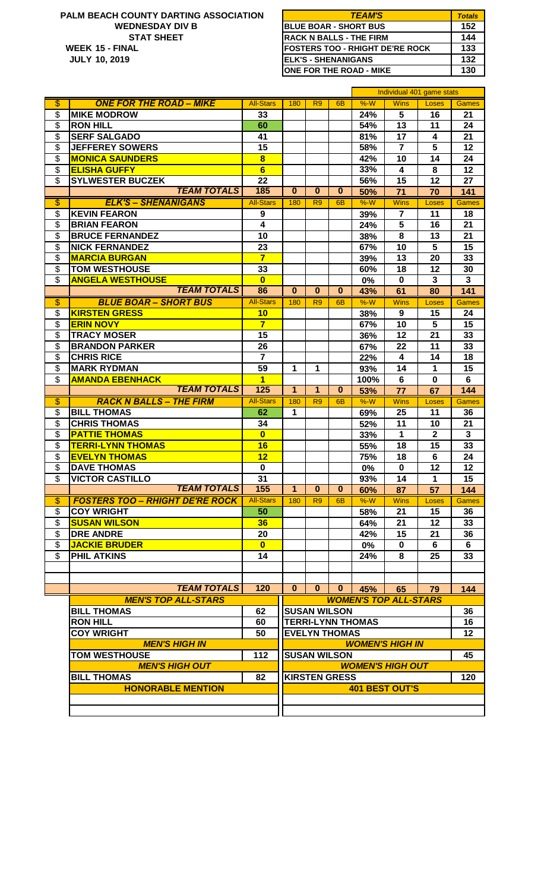**PALM BEACH COUNTY DARTING ASSOCIATION**
**WEDNESDAY DIV B**
**STAT SHEET**
**WEEK 15 - FINAL**
**JULY 10, 2019**

| TEAM'S | Totals |
|---|---|
| BLUE BOAR - SHORT BUS | 152 |
| RACK N BALLS - THE FIRM | 144 |
| FOSTERS TOO - RHIGHT DE'RE ROCK | 133 |
| ELK'S - SHENANIGANS | 132 |
| ONE FOR THE ROAD - MIKE | 130 |

| | | | | | | Individual 401 game stats | | | |
|---|---|---|---|---|---|---|---|---|---|
| $ | ONE FOR THE ROAD – MIKE | All-Stars | 180 | R9 | 6B | %-W | Wins | Loses | Games |
| $ | MIKE MODROW | 33 | | | | 24% | 5 | 16 | 21 |
| $ | RON HILL | 60 | | | | 54% | 13 | 11 | 24 |
| $ | SERF SALGADO | 41 | | | | 81% | 17 | 4 | 21 |
| $ | JEFFEREY SOWERS | 15 | | | | 58% | 7 | 5 | 12 |
| $ | MONICA SAUNDERS | 8 | | | | 42% | 10 | 14 | 24 |
| $ | ELISHA GUFFY | 6 | | | | 33% | 4 | 8 | 12 |
| $ | SYLWESTER BUCZEK | 22 | | | | 56% | 15 | 12 | 27 |
| | TEAM TOTALS | 185 | 0 | 0 | 0 | 50% | 71 | 70 | 141 |
| $ | ELK'S – SHENANIGANS | All-Stars | 180 | R9 | 6B | %-W | Wins | Loses | Games |
| $ | KEVIN FEARON | 9 | | | | 39% | 7 | 11 | 18 |
| $ | BRIAN FEARON | 4 | | | | 24% | 5 | 16 | 21 |
| $ | BRUCE FERNANDEZ | 10 | | | | 38% | 8 | 13 | 21 |
| $ | NICK FERNANDEZ | 23 | | | | 67% | 10 | 5 | 15 |
| $ | MARCIA BURGAN | 7 | | | | 39% | 13 | 20 | 33 |
| $ | TOM WESTHOUSE | 33 | | | | 60% | 18 | 12 | 30 |
| $ | ANGELA WESTHOUSE | 0 | | | | 0% | 0 | 3 | 3 |
| | TEAM TOTALS | 86 | 0 | 0 | 0 | 43% | 61 | 80 | 141 |
| $ | BLUE BOAR – SHORT BUS | All-Stars | 180 | R9 | 6B | %-W | Wins | Loses | Games |
| $ | KIRSTEN GRESS | 10 | | | | 38% | 9 | 15 | 24 |
| $ | ERIN NOVY | 7 | | | | 67% | 10 | 5 | 15 |
| $ | TRACY MOSER | 15 | | | | 36% | 12 | 21 | 33 |
| $ | BRANDON PARKER | 26 | | | | 67% | 22 | 11 | 33 |
| $ | CHRIS RICE | 7 | | | | 22% | 4 | 14 | 18 |
| $ | MARK RYDMAN | 59 | 1 | 1 | | 93% | 14 | 1 | 15 |
| $ | AMANDA EBENHACK | 1 | | | | 100% | 6 | 0 | 6 |
| | TEAM TOTALS | 125 | 1 | 1 | 0 | 53% | 77 | 67 | 144 |
| $ | RACK N BALLS – THE FIRM | All-Stars | 180 | R9 | 6B | %-W | Wins | Loses | Games |
| $ | BILL THOMAS | 62 | 1 | | | 69% | 25 | 11 | 36 |
| $ | CHRIS THOMAS | 34 | | | | 52% | 11 | 10 | 21 |
| $ | PATTIE THOMAS | 0 | | | | 33% | 1 | 2 | 3 |
| $ | TERRI-LYNN THOMAS | 16 | | | | 55% | 18 | 15 | 33 |
| $ | EVELYN THOMAS | 12 | | | | 75% | 18 | 6 | 24 |
| $ | DAVE THOMAS | 0 | | | | 0% | 0 | 12 | 12 |
| $ | VICTOR CASTILLO | 31 | | | | 93% | 14 | 1 | 15 |
| | TEAM TOTALS | 155 | 1 | 0 | 0 | 60% | 87 | 57 | 144 |
| $ | FOSTERS TOO – RHIGHT DE'RE ROCK | All-Stars | 180 | R9 | 6B | %-W | Wins | Loses | Games |
| $ | COY WRIGHT | 50 | | | | 58% | 21 | 15 | 36 |
| $ | SUSAN WILSON | 36 | | | | 64% | 21 | 12 | 33 |
| $ | DRE ANDRE | 20 | | | | 42% | 15 | 21 | 36 |
| $ | JACKIE BRUDER | 0 | | | | 0% | 0 | 6 | 6 |
| $ | PHIL ATKINS | 14 | | | | 24% | 8 | 25 | 33 |
| | TEAM TOTALS | 120 | 0 | 0 | 0 | 45% | 65 | 79 | 144 |

| MEN'S TOP ALL-STARS | | WOMEN'S TOP ALL-STARS | |
|---|---|---|---|
| BILL THOMAS | 62 | SUSAN WILSON | 36 |
| RON HILL | 60 | TERRI-LYNN THOMAS | 16 |
| COY WRIGHT | 50 | EVELYN THOMAS | 12 |
| MEN'S HIGH IN | | WOMEN'S HIGH IN | |
| TOM WESTHOUSE | 112 | SUSAN WILSON | 45 |
| MEN'S HIGH OUT | | WOMEN'S HIGH OUT | |
| BILL THOMAS | 82 | KIRSTEN GRESS | 120 |
| HONORABLE MENTION | | 401 BEST OUT'S | |